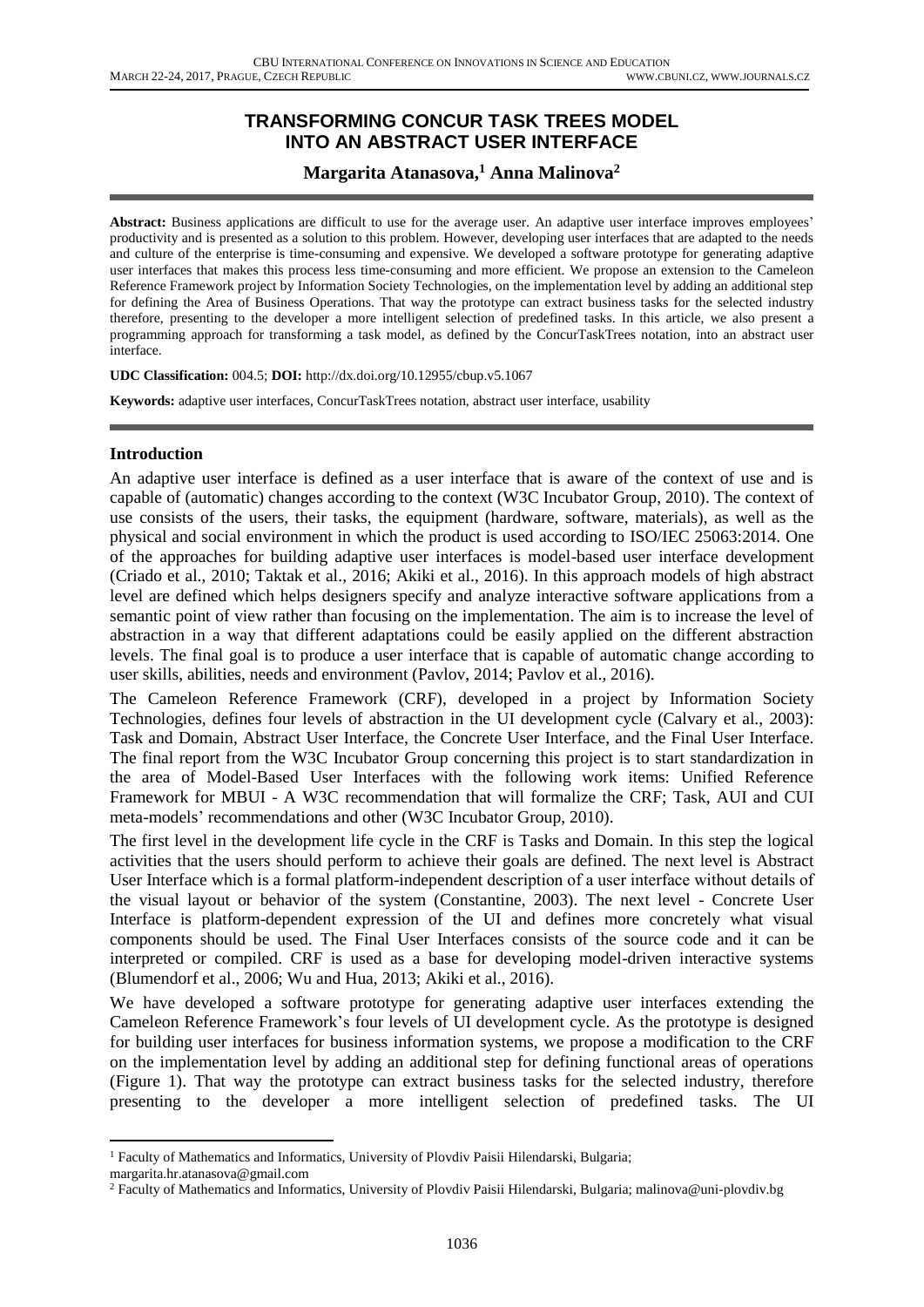# TRANSFORMING CONCUR TASK TREES MODEL INTO AN ABSTRACT USER INTERFACE

**Margarita Atanasova,[1] Anna Malinova[2]**

**Abstract:** Business applications are difficult to use for the average user. An adaptive user interface improves employees' productivity and is presented as a solution to this problem. However, developing user interfaces that are adapted to the needs and culture of the enterprise is time-consuming and expensive. We developed a software prototype for generating adaptive user interfaces that makes this process less time-consuming and more efficient. We propose an extension to the Cameleon Reference Framework project by Information Society Technologies, on the implementation level by adding an additional step for defining the Area of Business Operations. That way the prototype can extract business tasks for the selected industry therefore, presenting to the developer a more intelligent selection of predefined tasks. In this article, we also present a programming approach for transforming a task model, as defined by the ConcurTaskTrees notation, into an abstract user interface.

**UDC Classification:** 004.5; **DOI:** http://dx.doi.org/10.12955/cbup.v5.1067

**Keywords:** adaptive user interfaces, ConcurTaskTrees notation, abstract user interface, usability

## Introduction

An adaptive user interface is defined as a user interface that is aware of the context of use and is capable of (automatic) changes according to the context (W3C Incubator Group, 2010). The context of use consists of the users, their tasks, the equipment (hardware, software, materials), as well as the physical and social environment in which the product is used according to ISO/IEC 25063:2014. One of the approaches for building adaptive user interfaces is model-based user interface development (Criado et al., 2010; Taktak et al., 2016; Akiki et al., 2016). In this approach models of high abstract level are defined which helps designers specify and analyze interactive software applications from a semantic point of view rather than focusing on the implementation. The aim is to increase the level of abstraction in a way that different adaptations could be easily applied on the different abstraction levels. The final goal is to produce a user interface that is capable of automatic change according to user skills, abilities, needs and environment (Pavlov, 2014; Pavlov et al., 2016).

The Cameleon Reference Framework (CRF), developed in a project by Information Society Technologies, defines four levels of abstraction in the UI development cycle (Calvary et al., 2003): Task and Domain, Abstract User Interface, the Concrete User Interface, and the Final User Interface. The final report from the W3C Incubator Group concerning this project is to start standardization in the area of Model-Based User Interfaces with the following work items: Unified Reference Framework for MBUI - A W3C recommendation that will formalize the CRF; Task, AUI and CUI meta-models' recommendations and other (W3C Incubator Group, 2010).

The first level in the development life cycle in the CRF is Tasks and Domain. In this step the logical activities that the users should perform to achieve their goals are defined. The next level is Abstract User Interface which is a formal platform-independent description of a user interface without details of the visual layout or behavior of the system (Constantine, 2003). The next level - Concrete User Interface is platform-dependent expression of the UI and defines more concretely what visual components should be used. The Final User Interfaces consists of the source code and it can be interpreted or compiled. CRF is used as a base for developing model-driven interactive systems (Blumendorf et al., 2006; Wu and Hua, 2013; Akiki et al., 2016).

We have developed a software prototype for generating adaptive user interfaces extending the Cameleon Reference Framework's four levels of UI development cycle. As the prototype is designed for building user interfaces for business information systems, we propose a modification to the CRF on the implementation level by adding an additional step for defining functional areas of operations (Figure 1). That way the prototype can extract business tasks for the selected industry, therefore presenting to the developer a more intelligent selection of predefined tasks. The UI

[1] Faculty of Mathematics and Informatics, University of Plovdiv Paisii Hilendarski, Bulgaria; margarita.hr.atanasova@gmail.com

[2] Faculty of Mathematics and Informatics, University of Plovdiv Paisii Hilendarski, Bulgaria; malinova@uni-plovdiv.bg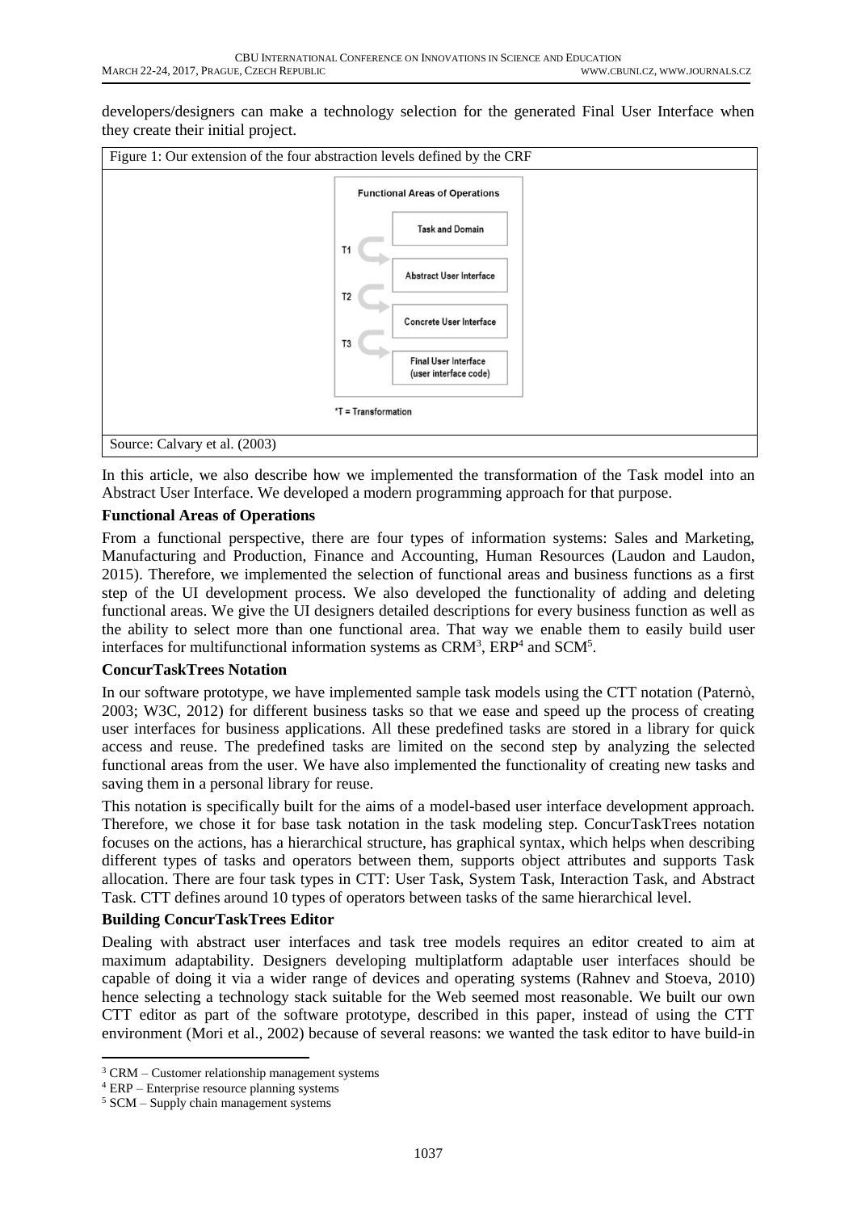developers/designers can make a technology selection for the generated Final User Interface when they create their initial project.

Figure 1: Our extension of the four abstraction levels defined by the CRF

Functional Areas of Operations

Task and Domain

T1

Abstract User Interface

T2

Concrete User Interface

T3

Final User Interface (user interface code)

*T = Transformation

Source: Calvary et al. (2003)

In this article, we also describe how we implemented the transformation of the Task model into an Abstract User Interface. We developed a modern programming approach for that purpose.

**Functional Areas of Operations**

From a functional perspective, there are four types of information systems: Sales and Marketing, Manufacturing and Production, Finance and Accounting, Human Resources (Laudon and Laudon, 2015). Therefore, we implemented the selection of functional areas and business functions as a first step of the UI development process. We also developed the functionality of adding and deleting functional areas. We give the UI designers detailed descriptions for every business function as well as the ability to select more than one functional area. That way we enable them to easily build user interfaces for multifunctional information systems as CRM[3], ERP[4] and SCM[5].

**ConcurTaskTrees Notation**

In our software prototype, we have implemented sample task models using the CTT notation (Paternò, 2003; W3C, 2012) for different business tasks so that we ease and speed up the process of creating user interfaces for business applications. All these predefined tasks are stored in a library for quick access and reuse. The predefined tasks are limited on the second step by analyzing the selected functional areas from the user. We have also implemented the functionality of creating new tasks and saving them in a personal library for reuse.

This notation is specifically built for the aims of a model-based user interface development approach. Therefore, we chose it for base task notation in the task modeling step. ConcurTaskTrees notation focuses on the actions, has a hierarchical structure, has graphical syntax, which helps when describing different types of tasks and operators between them, supports object attributes and supports Task allocation. There are four task types in CTT: User Task, System Task, Interaction Task, and Abstract Task. CTT defines around 10 types of operators between tasks of the same hierarchical level.

**Building ConcurTaskTrees Editor**

Dealing with abstract user interfaces and task tree models requires an editor created to aim at maximum adaptability. Designers developing multiplatform adaptable user interfaces should be capable of doing it via a wider range of devices and operating systems (Rahnev and Stoeva, 2010) hence selecting a technology stack suitable for the Web seemed most reasonable. We built our own CTT editor as part of the software prototype, described in this paper, instead of using the CTT environment (Mori et al., 2002) because of several reasons: we wanted the task editor to have build-in

[3] CRM – Customer relationship management systems

[4] ERP – Enterprise resource planning systems

[5] SCM – Supply chain management systems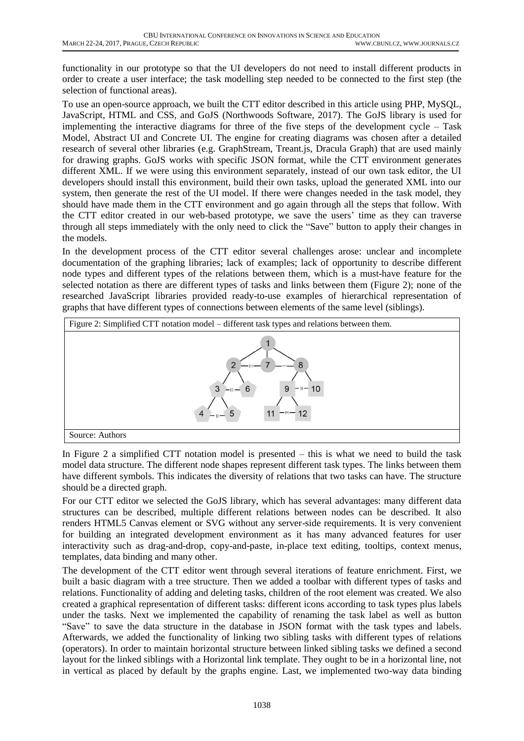functionality in our prototype so that the UI developers do not need to install different products in order to create a user interface; the task modelling step needed to be connected to the first step (the selection of functional areas).

To use an open-source approach, we built the CTT editor described in this article using PHP, MySQL, JavaScript, HTML and CSS, and GoJS (Northwoods Software, 2017). The GoJS library is used for implementing the interactive diagrams for three of the five steps of the development cycle – Task Model, Abstract UI and Concrete UI. The engine for creating diagrams was chosen after a detailed research of several other libraries (e.g. GraphStream, Treant.js, Dracula Graph) that are used mainly for drawing graphs. GoJS works with specific JSON format, while the CTT environment generates different XML. If we were using this environment separately, instead of our own task editor, the UI developers should install this environment, build their own tasks, upload the generated XML into our system, then generate the rest of the UI model. If there were changes needed in the task model, they should have made them in the CTT environment and go again through all the steps that follow. With the CTT editor created in our web-based prototype, we save the users' time as they can traverse through all steps immediately with the only need to click the "Save" button to apply their changes in the models.

In the development process of the CTT editor several challenges arose: unclear and incomplete documentation of the graphing libraries; lack of examples; lack of opportunity to describe different node types and different types of the relations between them, which is a must-have feature for the selected notation as there are different types of tasks and links between them (Figure 2); none of the researched JavaScript libraries provided ready-to-use examples of hierarchical representation of graphs that have different types of connections between elements of the same level (siblings).

Figure 2: Simplified CTT notation model – different task types and relations between them.

Source: Authors

In Figure 2 a simplified CTT notation model is presented – this is what we need to build the task model data structure. The different node shapes represent different task types. The links between them have different symbols. This indicates the diversity of relations that two tasks can have. The structure should be a directed graph.

For our CTT editor we selected the GoJS library, which has several advantages: many different data structures can be described, multiple different relations between nodes can be described. It also renders HTML5 Canvas element or SVG without any server-side requirements. It is very convenient for building an integrated development environment as it has many advanced features for user interactivity such as drag-and-drop, copy-and-paste, in-place text editing, tooltips, context menus, templates, data binding and many other.

The development of the CTT editor went through several iterations of feature enrichment. First, we built a basic diagram with a tree structure. Then we added a toolbar with different types of tasks and relations. Functionality of adding and deleting tasks, children of the root element was created. We also created a graphical representation of different tasks: different icons according to task types plus labels under the tasks. Next we implemented the capability of renaming the task label as well as button "Save" to save the data structure in the database in JSON format with the task types and labels. Afterwards, we added the functionality of linking two sibling tasks with different types of relations (operators). In order to maintain horizontal structure between linked sibling tasks we defined a second layout for the linked siblings with a Horizontal link template. They ought to be in a horizontal line, not in vertical as placed by default by the graphs engine. Last, we implemented two-way data binding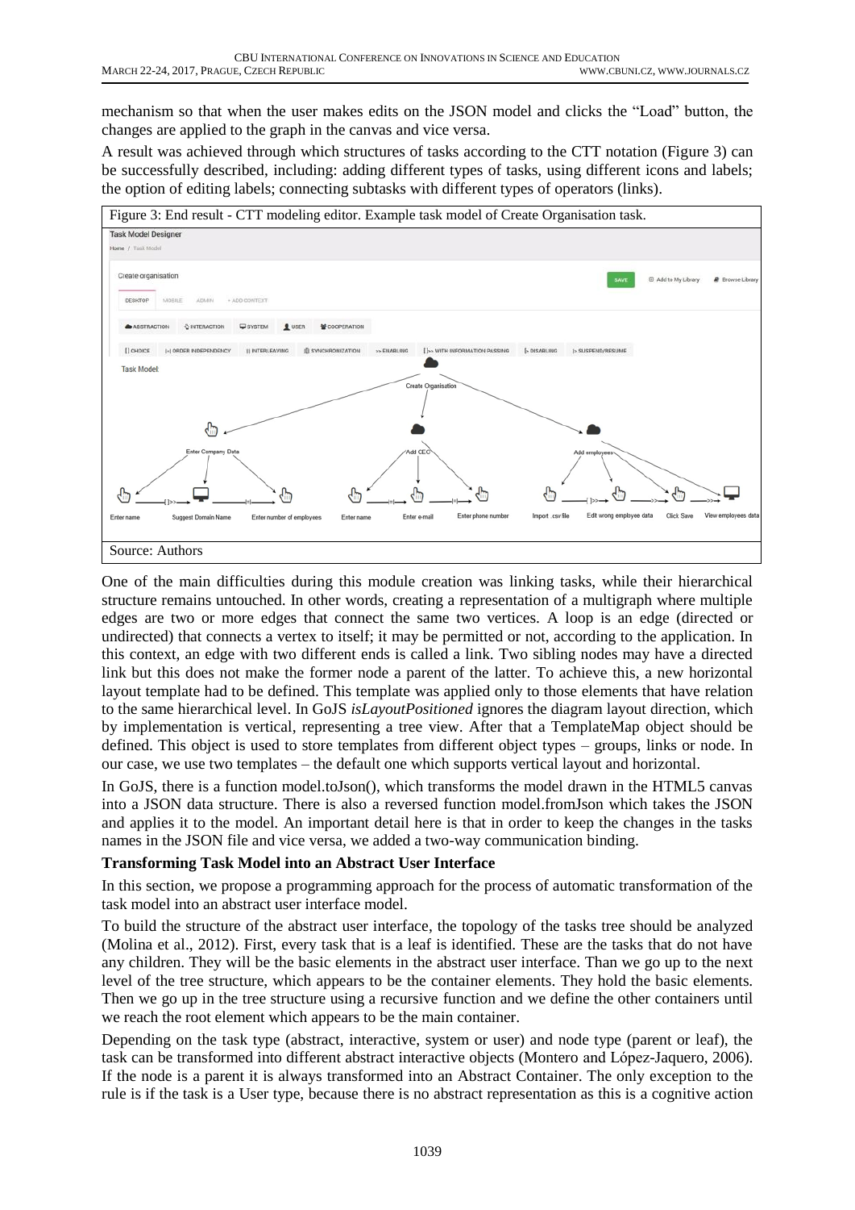mechanism so that when the user makes edits on the JSON model and clicks the "Load" button, the changes are applied to the graph in the canvas and vice versa.

A result was achieved through which structures of tasks according to the CTT notation (Figure 3) can be successfully described, including: adding different types of tasks, using different icons and labels; the option of editing labels; connecting subtasks with different types of operators (links).

Figure 3: End result - CTT modeling editor. Example task model of Create Organisation task.

Source: Authors

One of the main difficulties during this module creation was linking tasks, while their hierarchical structure remains untouched. In other words, creating a representation of a multigraph where multiple edges are two or more edges that connect the same two vertices. A loop is an edge (directed or undirected) that connects a vertex to itself; it may be permitted or not, according to the application. In this context, an edge with two different ends is called a link. Two sibling nodes may have a directed link but this does not make the former node a parent of the latter. To achieve this, a new horizontal layout template had to be defined. This template was applied only to those elements that have relation to the same hierarchical level. In GoJS *isLayoutPositioned* ignores the diagram layout direction, which by implementation is vertical, representing a tree view. After that a TemplateMap object should be defined. This object is used to store templates from different object types – groups, links or node. In our case, we use two templates – the default one which supports vertical layout and horizontal.

In GoJS, there is a function model.toJson(), which transforms the model drawn in the HTML5 canvas into a JSON data structure. There is also a reversed function model.fromJson which takes the JSON and applies it to the model. An important detail here is that in order to keep the changes in the tasks names in the JSON file and vice versa, we added a two-way communication binding.

**Transforming Task Model into an Abstract User Interface**

In this section, we propose a programming approach for the process of automatic transformation of the task model into an abstract user interface model.

To build the structure of the abstract user interface, the topology of the tasks tree should be analyzed (Molina et al., 2012). First, every task that is a leaf is identified. These are the tasks that do not have any children. They will be the basic elements in the abstract user interface. Than we go up to the next level of the tree structure, which appears to be the container elements. They hold the basic elements. Then we go up in the tree structure using a recursive function and we define the other containers until we reach the root element which appears to be the main container.

Depending on the task type (abstract, interactive, system or user) and node type (parent or leaf), the task can be transformed into different abstract interactive objects (Montero and López-Jaquero, 2006). If the node is a parent it is always transformed into an Abstract Container. The only exception to the rule is if the task is a User type, because there is no abstract representation as this is a cognitive action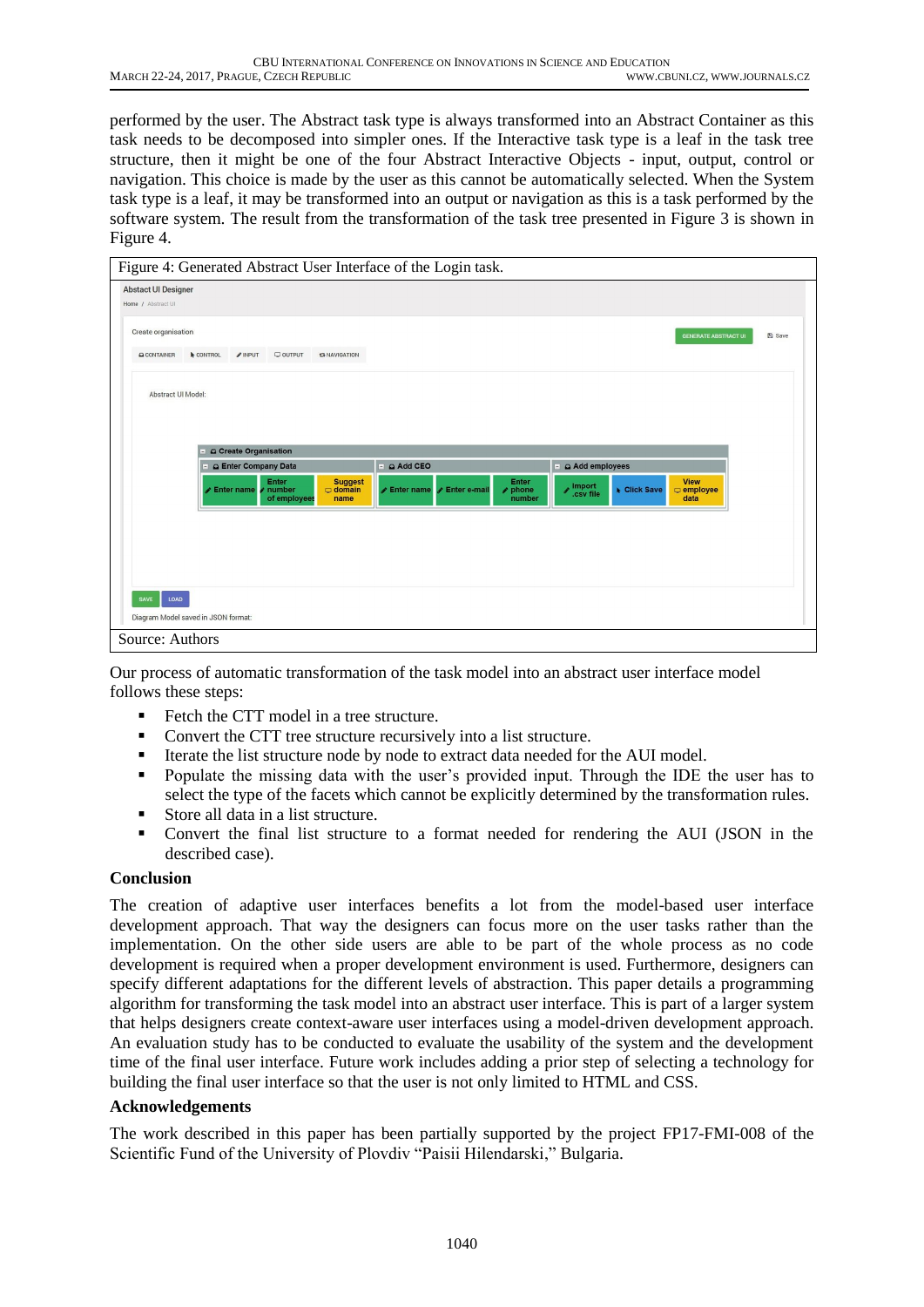performed by the user. The Abstract task type is always transformed into an Abstract Container as this task needs to be decomposed into simpler ones. If the Interactive task type is a leaf in the task tree structure, then it might be one of the four Abstract Interactive Objects - input, output, control or navigation. This choice is made by the user as this cannot be automatically selected. When the System task type is a leaf, it may be transformed into an output or navigation as this is a task performed by the software system. The result from the transformation of the task tree presented in Figure 3 is shown in Figure 4.

Figure 4: Generated Abstract User Interface of the Login task.

Source: Authors

Our process of automatic transformation of the task model into an abstract user interface model follows these steps:

- Fetch the CTT model in a tree structure.
- Convert the CTT tree structure recursively into a list structure.
- Iterate the list structure node by node to extract data needed for the AUI model.
- Populate the missing data with the user's provided input. Through the IDE the user has to select the type of the facets which cannot be explicitly determined by the transformation rules.
- Store all data in a list structure.
- Convert the final list structure to a format needed for rendering the AUI (JSON in the described case).

## Conclusion

The creation of adaptive user interfaces benefits a lot from the model-based user interface development approach. That way the designers can focus more on the user tasks rather than the implementation. On the other side users are able to be part of the whole process as no code development is required when a proper development environment is used. Furthermore, designers can specify different adaptations for the different levels of abstraction. This paper details a programming algorithm for transforming the task model into an abstract user interface. This is part of a larger system that helps designers create context-aware user interfaces using a model-driven development approach. An evaluation study has to be conducted to evaluate the usability of the system and the development time of the final user interface. Future work includes adding a prior step of selecting a technology for building the final user interface so that the user is not only limited to HTML and CSS.

## Acknowledgements

The work described in this paper has been partially supported by the project FP17-FMI-008 of the Scientific Fund of the University of Plovdiv "Paisii Hilendarski," Bulgaria.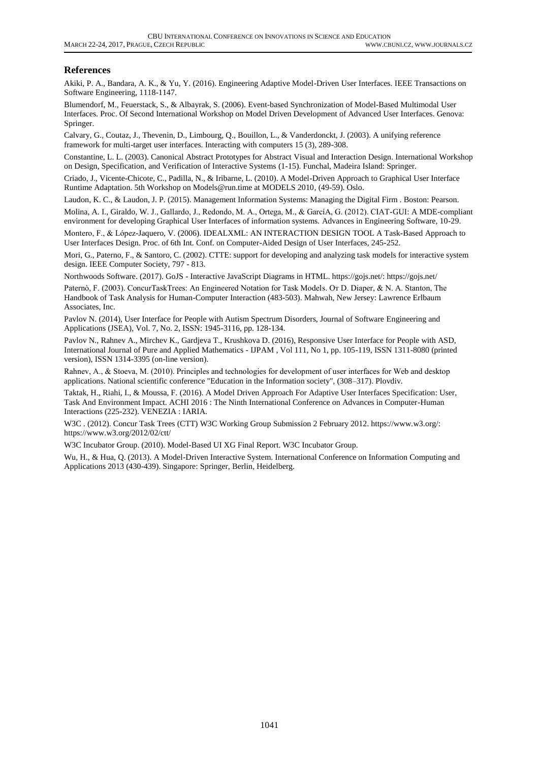## References

Akiki, P. A., Bandara, A. K., & Yu, Y. (2016). Engineering Adaptive Model-Driven User Interfaces. IEEE Transactions on Software Engineering, 1118-1147.

Blumendorf, M., Feuerstack, S., & Albayrak, S. (2006). Event-based Synchronization of Model-Based Multimodal User Interfaces. Proc. Of Second International Workshop on Model Driven Development of Advanced User Interfaces. Genova: Springer.

Calvary, G., Coutaz, J., Thevenin, D., Limbourg, Q., Bouillon, L., & Vanderdonckt, J. (2003). A unifying reference framework for multi-target user interfaces. Interacting with computers 15 (3), 289-308.

Constantine, L. L. (2003). Canonical Abstract Prototypes for Abstract Visual and Interaction Design. International Workshop on Design, Specification, and Verification of Interactive Systems (1-15). Funchal, Madeira Island: Springer.

Criado, J., Vicente-Chicote, C., Padilla, N., & Iribarne, L. (2010). A Model-Driven Approach to Graphical User Interface Runtime Adaptation. 5th Workshop on Models@run.time at MODELS 2010, (49-59). Oslo.

Laudon, K. C., & Laudon, J. P. (2015). Management Information Systems: Managing the Digital Firm . Boston: Pearson.

Molina, A. I., Giraldo, W. J., Gallardo, J., Redondo, M. A., Ortega, M., & GarcíA, G. (2012). CIAT-GUI: A MDE-compliant environment for developing Graphical User Interfaces of information systems. Advances in Engineering Software, 10-29.

Montero, F., & López-Jaquero, V. (2006). IDEALXML: AN INTERACTION DESIGN TOOL A Task-Based Approach to User Interfaces Design. Proc. of 6th Int. Conf. on Computer-Aided Design of User Interfaces, 245-252.

Mori, G., Paterno, F., & Santoro, C. (2002). CTTE: support for developing and analyzing task models for interactive system design. IEEE Computer Society, 797 - 813.

Northwoods Software. (2017). GoJS - Interactive JavaScript Diagrams in HTML. https://gojs.net/: https://gojs.net/

Paternò, F. (2003). ConcurTaskTrees: An Engineered Notation for Task Models. От D. Diaper, & N. A. Stanton, The Handbook of Task Analysis for Human-Computer Interaction (483-503). Mahwah, New Jersey: Lawrence Erlbaum Associates, Inc.

Pavlov N. (2014), User Interface for People with Autism Spectrum Disorders, Journal of Software Engineering and Applications (JSEA), Vol. 7, No. 2, ISSN: 1945-3116, pp. 128-134.

Pavlov N., Rahnev A., Mirchev K., Gardjeva T., Krushkova D. (2016), Responsive User Interface for People with ASD, International Journal of Pure and Applied Mathematics - IJPAM , Vol 111, No 1, pp. 105-119, ISSN 1311-8080 (printed version), ISSN 1314-3395 (on-line version).

Rahnev, A., & Stoeva, M. (2010). Principles and technologies for development of user interfaces for Web and desktop applications. National scientific conference "Education in the Information society", (308–317). Plovdiv.

Taktak, H., Riahi, I., & Moussa, F. (2016). A Model Driven Approach For Adaptive User Interfaces Specification: User, Task And Environment Impact. ACHI 2016 : The Ninth International Conference on Advances in Computer-Human Interactions (225-232). VENEZIA : IARIA.

W3C . (2012). Concur Task Trees (CTT) W3C Working Group Submission 2 February 2012. https://www.w3.org/: https://www.w3.org/2012/02/ctt/

W3C Incubator Group. (2010). Model-Based UI XG Final Report. W3C Incubator Group.

Wu, H., & Hua, Q. (2013). A Model-Driven Interactive System. International Conference on Information Computing and Applications 2013 (430-439). Singapore: Springer, Berlin, Heidelberg.